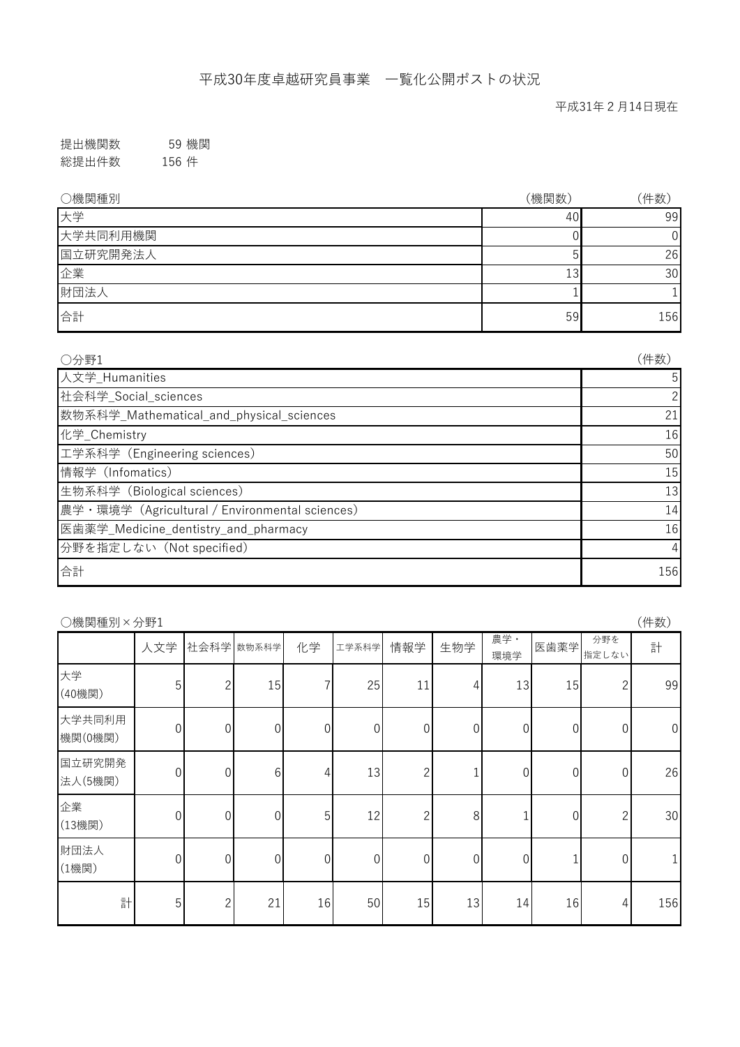# 平成30年度卓越研究員事業　一覧化公開ポストの状況

平成31年２月14日現在

提出機関数　　59 機関
総提出件数　　156 件

| ○機関種別 | (機関数) | (件数) |
|---|---|---|
| 大学 | 40 | 99 |
| 大学共同利用機関 | 0 | 0 |
| 国立研究開発法人 | 5 | 26 |
| 企業 | 13 | 30 |
| 財団法人 | 1 | 1 |
| 合計 | 59 | 156 |

| ○分野1 | (件数) |
|---|---|
| 人文学_Humanities | 5 |
| 社会科学_Social_sciences | 2 |
| 数物系科学_Mathematical_and_physical_sciences | 21 |
| 化学_Chemistry | 16 |
| 工学系科学（Engineering sciences） | 50 |
| 情報学（Infomatics） | 15 |
| 生物系科学（Biological sciences） | 13 |
| 農学・環境学（Agricultural / Environmental sciences） | 14 |
| 医歯薬学_Medicine_dentistry_and_pharmacy | 16 |
| 分野を指定しない（Not specified） | 4 |
| 合計 | 156 |

○機関種別×分野1　(件数)

| | 人文学 | 社会科学 | 数物系科学 | 化学 | 工学系科学 | 情報学 | 生物学 | 農学・環境学 | 医歯薬学 | 分野を指定しない | 計 |
|---|---|---|---|---|---|---|---|---|---|---|---|
| 大学(40機関) | 5 | 2 | 15 | 7 | 25 | 11 | 4 | 13 | 15 | 2 | 99 |
| 大学共同利用機関(0機関) | 0 | 0 | 0 | 0 | 0 | 0 | 0 | 0 | 0 | 0 | 0 |
| 国立研究開発法人(5機関) | 0 | 0 | 6 | 4 | 13 | 2 | 1 | 0 | 0 | 0 | 26 |
| 企業(13機関) | 0 | 0 | 0 | 5 | 12 | 2 | 8 | 1 | 0 | 2 | 30 |
| 財団法人(1機関) | 0 | 0 | 0 | 0 | 0 | 0 | 0 | 0 | 1 | 0 | 1 |
| 計 | 5 | 2 | 21 | 16 | 50 | 15 | 13 | 14 | 16 | 4 | 156 |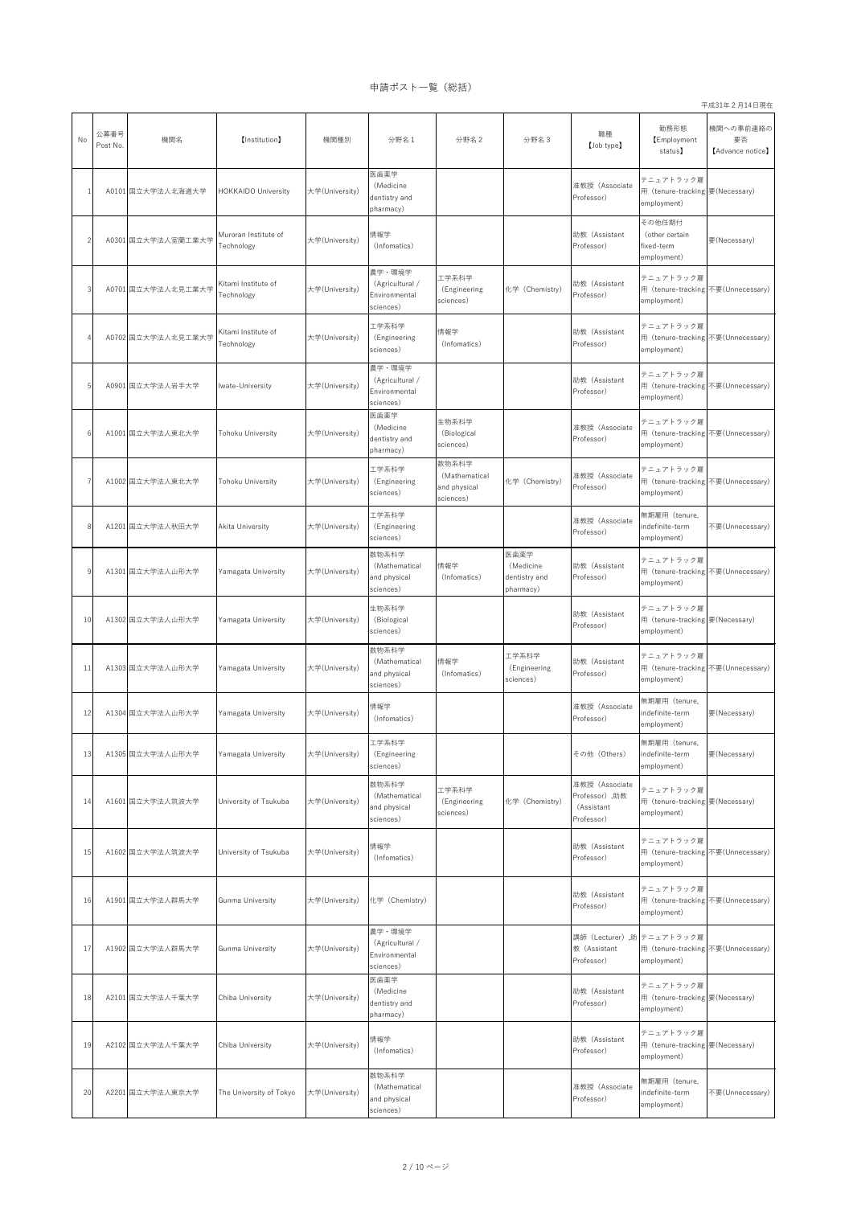# 申請ポスト一覧（総括）

平成31年２月14日現在

| No | 公募番号 Post No. | 機関名 | 【Institution】 | 機関種別 | 分野名１ | 分野名２ | 分野名３ | 職種 【Job type】 | 勤務形態 【Employment status】 | 機関への事前連絡の要否 【Advance notice】 |
|---|---|---|---|---|---|---|---|---|---|---|
| 1 | A0101 | 国立大学法人北海道大学 | HOKKAIDO University | 大学(University) | 医歯薬学 （Medicine dentistry and pharmacy） | | | 准教授（Associate Professor） | テニュアトラック雇用（tenure-tracking employment） | 要(Necessary) |
| 2 | A0301 | 国立大学法人室蘭工業大学 | Muroran Institute of Technology | 大学(University) | 情報学 （Infomatics） | | | 助教（Assistant Professor） | その他任期付 （other certain fixed-term employment） | 要(Necessary) |
| 3 | A0701 | 国立大学法人北見工業大学 | Kitami Institute of Technology | 大学(University) | 農学・環境学 （Agricultural / Environmental sciences） | 工学系科学 （Engineering sciences） | 化学（Chemistry） | 助教（Assistant Professor） | テニュアトラック雇用（tenure-tracking employment） | 不要(Unnecessary) |
| 4 | A0702 | 国立大学法人北見工業大学 | Kitami Institute of Technology | 大学(University) | 工学系科学 （Engineering sciences） | 情報学 （Infomatics） | | 助教（Assistant Professor） | テニュアトラック雇用（tenure-tracking employment） | 不要(Unnecessary) |
| 5 | A0901 | 国立大学法人岩手大学 | Iwate-University | 大学(University) | 農学・環境学 （Agricultural / Environmental sciences） | | | 助教（Assistant Professor） | テニュアトラック雇用（tenure-tracking employment） | 不要(Unnecessary) |
| 6 | A1001 | 国立大学法人東北大学 | Tohoku University | 大学(University) | 医歯薬学 （Medicine dentistry and pharmacy） | 生物系科学 （Biological sciences） | | 准教授（Associate Professor） | テニュアトラック雇用（tenure-tracking employment） | 不要(Unnecessary) |
| 7 | A1002 | 国立大学法人東北大学 | Tohoku University | 大学(University) | 工学系科学 （Engineering sciences） | 数物系科学 （Mathematical and physical sciences） | 化学（Chemistry） | 准教授（Associate Professor） | テニュアトラック雇用（tenure-tracking employment） | 不要(Unnecessary) |
| 8 | A1201 | 国立大学法人秋田大学 | Akita University | 大学(University) | 工学系科学 （Engineering sciences） | | | 准教授（Associate Professor） | 無期雇用（tenure, indefinite-term employment） | 不要(Unnecessary) |
| 9 | A1301 | 国立大学法人山形大学 | Yamagata University | 大学(University) | 数物系科学 （Mathematical and physical sciences） | 情報学 （Infomatics） | 医歯薬学 （Medicine dentistry and pharmacy） | 助教（Assistant Professor） | テニュアトラック雇用（tenure-tracking employment） | 不要(Unnecessary) |
| 10 | A1302 | 国立大学法人山形大学 | Yamagata University | 大学(University) | 生物系科学 （Biological sciences） | | | 助教（Assistant Professor） | テニュアトラック雇用（tenure-tracking employment） | 要(Necessary) |
| 11 | A1303 | 国立大学法人山形大学 | Yamagata University | 大学(University) | 数物系科学 （Mathematical and physical sciences） | 情報学 （Infomatics） | 工学系科学 （Engineering sciences） | 助教（Assistant Professor） | テニュアトラック雇用（tenure-tracking employment） | 不要(Unnecessary) |
| 12 | A1304 | 国立大学法人山形大学 | Yamagata University | 大学(University) | 情報学 （Infomatics） | | | 准教授（Associate Professor） | 無期雇用（tenure, indefinite-term employment） | 要(Necessary) |
| 13 | A1305 | 国立大学法人山形大学 | Yamagata University | 大学(University) | 工学系科学 （Engineering sciences） | | | その他（Others） | 無期雇用（tenure, indefinite-term employment） | 要(Necessary) |
| 14 | A1601 | 国立大学法人筑波大学 | University of Tsukuba | 大学(University) | 数物系科学 （Mathematical and physical sciences） | 工学系科学 （Engineering sciences） | 化学（Chemistry） | 准教授（Associate Professor）,助教（Assistant Professor） | テニュアトラック雇用（tenure-tracking employment） | 要(Necessary) |
| 15 | A1602 | 国立大学法人筑波大学 | University of Tsukuba | 大学(University) | 情報学 （Infomatics） | | | 助教（Assistant Professor） | テニュアトラック雇用（tenure-tracking employment） | 不要(Unnecessary) |
| 16 | A1901 | 国立大学法人群馬大学 | Gunma University | 大学(University) | 化学（Chemistry） | | | 助教（Assistant Professor） | テニュアトラック雇用（tenure-tracking employment） | 不要(Unnecessary) |
| 17 | A1902 | 国立大学法人群馬大学 | Gunma University | 大学(University) | 農学・環境学 （Agricultural / Environmental sciences） | | | 講師（Lecturer）,助教（Assistant Professor） | テニュアトラック雇用（tenure-tracking employment） | 不要(Unnecessary) |
| 18 | A2101 | 国立大学法人千葉大学 | Chiba University | 大学(University) | 医歯薬学 （Medicine dentistry and pharmacy） | | | 助教（Assistant Professor） | テニュアトラック雇用（tenure-tracking employment） | 要(Necessary) |
| 19 | A2102 | 国立大学法人千葉大学 | Chiba University | 大学(University) | 情報学 （Infomatics） | | | 助教（Assistant Professor） | テニュアトラック雇用（tenure-tracking employment） | 要(Necessary) |
| 20 | A2201 | 国立大学法人東京大学 | The University of Tokyo | 大学(University) | 数物系科学 （Mathematical and physical sciences） | | | 准教授（Associate Professor） | 無期雇用（tenure, indefinite-term employment） | 不要(Unnecessary) |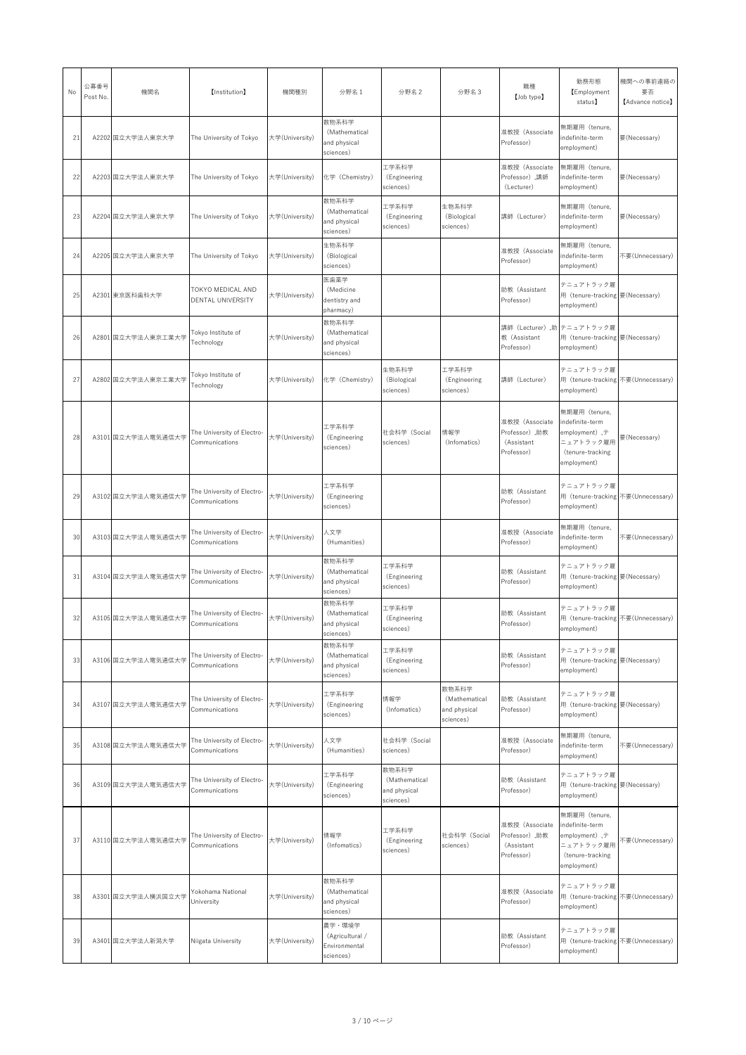| No | 公募番号 Post No. | 機関名 | 【Institution】 | 機関種別 | 分野名１ | 分野名２ | 分野名３ | 職種 【Job type】 | 勤務形態 【Employment status】 | 機関への事前連絡の要否 【Advance notice】 |
|---|---|---|---|---|---|---|---|---|---|---|
| 21 | A2202 | 国立大学法人東京大学 | The University of Tokyo | 大学(University) | 数物系科学（Mathematical and physical sciences） | | | 准教授（Associate Professor） | 無期雇用（tenure, indefinite-term employment） | 要(Necessary) |
| 22 | A2203 | 国立大学法人東京大学 | The University of Tokyo | 大学(University) | 化学（Chemistry） | 工学系科学（Engineering sciences） | | 准教授（Associate Professor）,講師（Lecturer） | 無期雇用（tenure, indefinite-term employment） | 要(Necessary) |
| 23 | A2204 | 国立大学法人東京大学 | The University of Tokyo | 大学(University) | 数物系科学（Mathematical and physical sciences） | 工学系科学（Engineering sciences） | 生物系科学（Biological sciences） | 講師（Lecturer） | 無期雇用（tenure, indefinite-term employment） | 要(Necessary) |
| 24 | A2205 | 国立大学法人東京大学 | The University of Tokyo | 大学(University) | 生物系科学（Biological sciences） | | | 准教授（Associate Professor） | 無期雇用（tenure, indefinite-term employment） | 不要(Unnecessary) |
| 25 | A2301 | 東京医科歯科大学 | TOKYO MEDICAL AND DENTAL UNIVERSITY | 大学(University) | 医歯薬学（Medicine dentistry and pharmacy） | | | 助教（Assistant Professor） | テニュアトラック雇用（tenure-tracking employment） | 要(Necessary) |
| 26 | A2801 | 国立大学法人東京工業大学 | Tokyo Institute of Technology | 大学(University) | 数物系科学（Mathematical and physical sciences） | | | 講師（Lecturer）,助教（Assistant Professor） | テニュアトラック雇用（tenure-tracking employment） | 要(Necessary) |
| 27 | A2802 | 国立大学法人東京工業大学 | Tokyo Institute of Technology | 大学(University) | 化学（Chemistry） | 生物系科学（Biological sciences） | 工学系科学（Engineering sciences） | 講師（Lecturer） | テニュアトラック雇用（tenure-tracking employment） | 不要(Unnecessary) |
| 28 | A3101 | 国立大学法人電気通信大学 | The University of Electro-Communications | 大学(University) | 工学系科学（Engineering sciences） | 社会科学（Social sciences） | 情報学（Infomatics） | 准教授（Associate Professor）,助教（Assistant Professor） | 無期雇用（tenure, indefinite-term employment）,テニュアトラック雇用（tenure-tracking employment） | 要(Necessary) |
| 29 | A3102 | 国立大学法人電気通信大学 | The University of Electro-Communications | 大学(University) | 工学系科学（Engineering sciences） | | | 助教（Assistant Professor） | テニュアトラック雇用（tenure-tracking employment） | 不要(Unnecessary) |
| 30 | A3103 | 国立大学法人電気通信大学 | The University of Electro-Communications | 大学(University) | 人文学（Humanities） | | | 准教授（Associate Professor） | 無期雇用（tenure, indefinite-term employment） | 不要(Unnecessary) |
| 31 | A3104 | 国立大学法人電気通信大学 | The University of Electro-Communications | 大学(University) | 数物系科学（Mathematical and physical sciences） | 工学系科学（Engineering sciences） | | 助教（Assistant Professor） | テニュアトラック雇用（tenure-tracking employment） | 要(Necessary) |
| 32 | A3105 | 国立大学法人電気通信大学 | The University of Electro-Communications | 大学(University) | 数物系科学（Mathematical and physical sciences） | 工学系科学（Engineering sciences） | | 助教（Assistant Professor） | テニュアトラック雇用（tenure-tracking employment） | 不要(Unnecessary) |
| 33 | A3106 | 国立大学法人電気通信大学 | The University of Electro-Communications | 大学(University) | 数物系科学（Mathematical and physical sciences） | 工学系科学（Engineering sciences） | | 助教（Assistant Professor） | テニュアトラック雇用（tenure-tracking employment） | 要(Necessary) |
| 34 | A3107 | 国立大学法人電気通信大学 | The University of Electro-Communications | 大学(University) | 工学系科学（Engineering sciences） | 情報学（Infomatics） | 数物系科学（Mathematical and physical sciences） | 助教（Assistant Professor） | テニュアトラック雇用（tenure-tracking employment） | 要(Necessary) |
| 35 | A3108 | 国立大学法人電気通信大学 | The University of Electro-Communications | 大学(University) | 人文学（Humanities） | 社会科学（Social sciences） | | 准教授（Associate Professor） | 無期雇用（tenure, indefinite-term employment） | 不要(Unnecessary) |
| 36 | A3109 | 国立大学法人電気通信大学 | The University of Electro-Communications | 大学(University) | 工学系科学（Engineering sciences） | 数物系科学（Mathematical and physical sciences） | | 助教（Assistant Professor） | テニュアトラック雇用（tenure-tracking employment） | 要(Necessary) |
| 37 | A3110 | 国立大学法人電気通信大学 | The University of Electro-Communications | 大学(University) | 情報学（Infomatics） | 工学系科学（Engineering sciences） | 社会科学（Social sciences） | 准教授（Associate Professor）,助教（Assistant Professor） | 無期雇用（tenure, indefinite-term employment）,テニュアトラック雇用（tenure-tracking employment） | 不要(Unnecessary) |
| 38 | A3301 | 国立大学法人横浜国立大学 | Yokohama National University | 大学(University) | 数物系科学（Mathematical and physical sciences） | | | 准教授（Associate Professor） | テニュアトラック雇用（tenure-tracking employment） | 不要(Unnecessary) |
| 39 | A3401 | 国立大学法人新潟大学 | Niigata University | 大学(University) | 農学・環境学（Agricultural / Environmental sciences） | | | 助教（Assistant Professor） | テニュアトラック雇用（tenure-tracking employment） | 不要(Unnecessary) |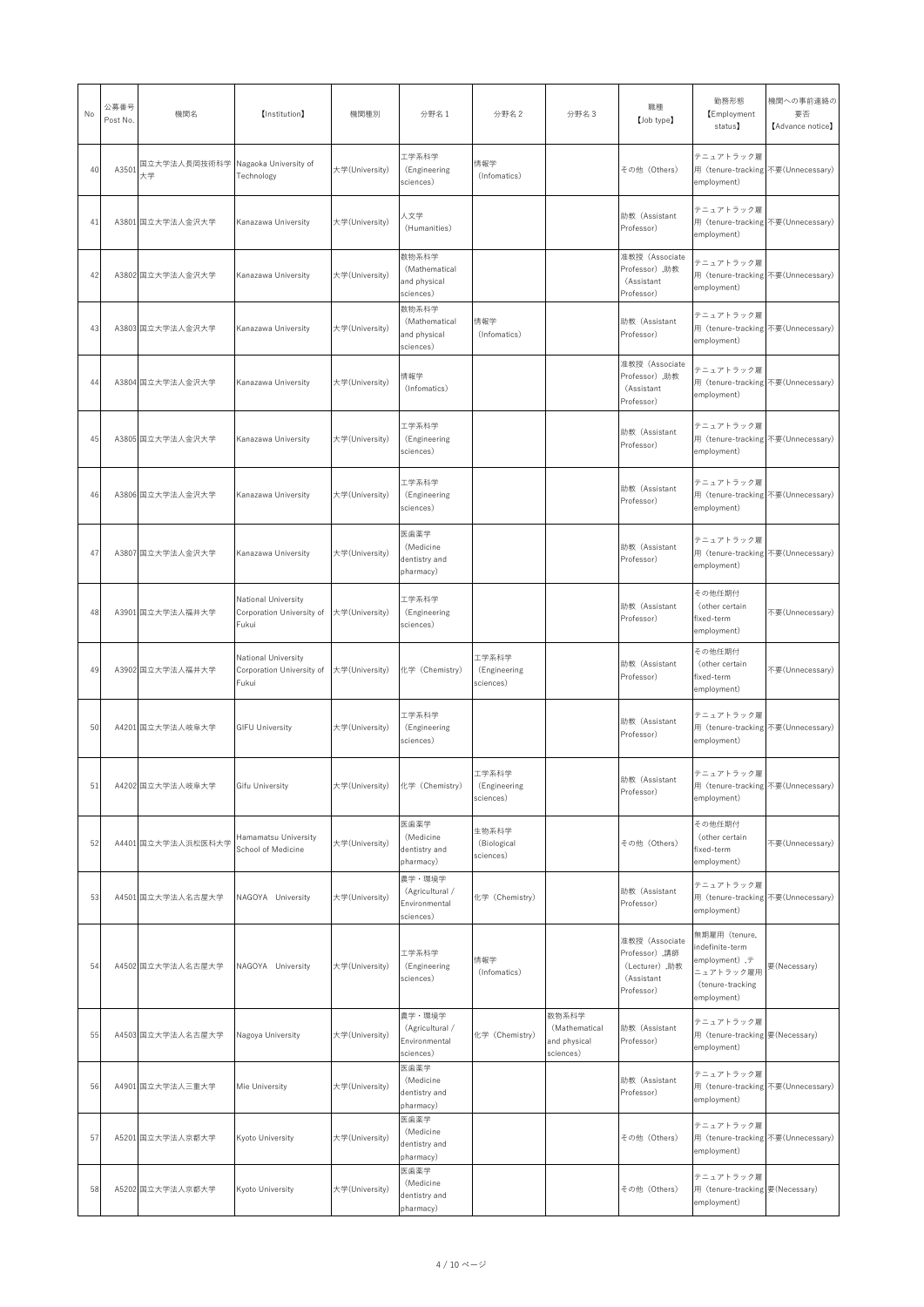| No | 公募番号 Post No. | 機関名 | 【Institution】 | 機関種別 | 分野名１ | 分野名２ | 分野名３ | 職種 【Job type】 | 勤務形態 【Employment status】 | 機関への事前連絡の要否 【Advance notice】 |
|---|---|---|---|---|---|---|---|---|---|---|
| 40 | A3501 | 国立大学法人長岡技術科学大学 | Nagaoka University of Technology | 大学(University) | 工学系科学（Engineering sciences） | 情報学（Infomatics） | | その他（Others） | テニュアトラック雇用（tenure-tracking employment） | 不要(Unnecessary) |
| 41 | A3801 | 国立大学法人金沢大学 | Kanazawa University | 大学(University) | 人文学（Humanities） | | | 助教（Assistant Professor） | テニュアトラック雇用（tenure-tracking employment） | 不要(Unnecessary) |
| 42 | A3802 | 国立大学法人金沢大学 | Kanazawa University | 大学(University) | 数物系科学（Mathematical and physical sciences） | | | 准教授（Associate Professor）,助教（Assistant Professor） | テニュアトラック雇用（tenure-tracking employment） | 不要(Unnecessary) |
| 43 | A3803 | 国立大学法人金沢大学 | Kanazawa University | 大学(University) | 数物系科学（Mathematical and physical sciences） | 情報学（Infomatics） | | 助教（Assistant Professor） | テニュアトラック雇用（tenure-tracking employment） | 不要(Unnecessary) |
| 44 | A3804 | 国立大学法人金沢大学 | Kanazawa University | 大学(University) | 情報学（Infomatics） | | | 准教授（Associate Professor）,助教（Assistant Professor） | テニュアトラック雇用（tenure-tracking employment） | 不要(Unnecessary) |
| 45 | A3805 | 国立大学法人金沢大学 | Kanazawa University | 大学(University) | 工学系科学（Engineering sciences） | | | 助教（Assistant Professor） | テニュアトラック雇用（tenure-tracking employment） | 不要(Unnecessary) |
| 46 | A3806 | 国立大学法人金沢大学 | Kanazawa University | 大学(University) | 工学系科学（Engineering sciences） | | | 助教（Assistant Professor） | テニュアトラック雇用（tenure-tracking employment） | 不要(Unnecessary) |
| 47 | A3807 | 国立大学法人金沢大学 | Kanazawa University | 大学(University) | 医歯薬学（Medicine dentistry and pharmacy） | | | 助教（Assistant Professor） | テニュアトラック雇用（tenure-tracking employment） | 不要(Unnecessary) |
| 48 | A3901 | 国立大学法人福井大学 | National University Corporation University of Fukui | 大学(University) | 工学系科学（Engineering sciences） | | | 助教（Assistant Professor） | その他任期付（other certain fixed-term employment） | 不要(Unnecessary) |
| 49 | A3902 | 国立大学法人福井大学 | National University Corporation University of Fukui | 大学(University) | 化学（Chemistry） | 工学系科学（Engineering sciences） | | 助教（Assistant Professor） | その他任期付（other certain fixed-term employment） | 不要(Unnecessary) |
| 50 | A4201 | 国立大学法人岐阜大学 | GIFU University | 大学(University) | 工学系科学（Engineering sciences） | | | 助教（Assistant Professor） | テニュアトラック雇用（tenure-tracking employment） | 不要(Unnecessary) |
| 51 | A4202 | 国立大学法人岐阜大学 | Gifu University | 大学(University) | 化学（Chemistry） | 工学系科学（Engineering sciences） | | 助教（Assistant Professor） | テニュアトラック雇用（tenure-tracking employment） | 不要(Unnecessary) |
| 52 | A4401 | 国立大学法人浜松医科大学 | Hamamatsu University School of Medicine | 大学(University) | 医歯薬学（Medicine dentistry and pharmacy） | 生物系科学（Biological sciences） | | その他（Others） | その他任期付（other certain fixed-term employment） | 不要(Unnecessary) |
| 53 | A4501 | 国立大学法人名古屋大学 | NAGOYA University | 大学(University) | 農学・環境学（Agricultural / Environmental sciences） | 化学（Chemistry） | | 助教（Assistant Professor） | テニュアトラック雇用（tenure-tracking employment） | 不要(Unnecessary) |
| 54 | A4502 | 国立大学法人名古屋大学 | NAGOYA University | 大学(University) | 工学系科学（Engineering sciences） | 情報学（Infomatics） | | 准教授（Associate Professor）,講師（Lecturer）,助教（Assistant Professor） | 無期雇用（tenure, indefinite-term employment）,テニュアトラック雇用（tenure-tracking employment） | 要(Necessary) |
| 55 | A4503 | 国立大学法人名古屋大学 | Nagoya University | 大学(University) | 農学・環境学（Agricultural / Environmental sciences） | 化学（Chemistry） | 数物系科学（Mathematical and physical sciences） | 助教（Assistant Professor） | テニュアトラック雇用（tenure-tracking employment） | 要(Necessary) |
| 56 | A4901 | 国立大学法人三重大学 | Mie University | 大学(University) | 医歯薬学（Medicine dentistry and pharmacy） | | | 助教（Assistant Professor） | テニュアトラック雇用（tenure-tracking employment） | 不要(Unnecessary) |
| 57 | A5201 | 国立大学法人京都大学 | Kyoto University | 大学(University) | 医歯薬学（Medicine dentistry and pharmacy） | | | その他（Others） | テニュアトラック雇用（tenure-tracking employment） | 不要(Unnecessary) |
| 58 | A5202 | 国立大学法人京都大学 | Kyoto University | 大学(University) | 医歯薬学（Medicine dentistry and pharmacy） | | | その他（Others） | テニュアトラック雇用（tenure-tracking employment） | 要(Necessary) |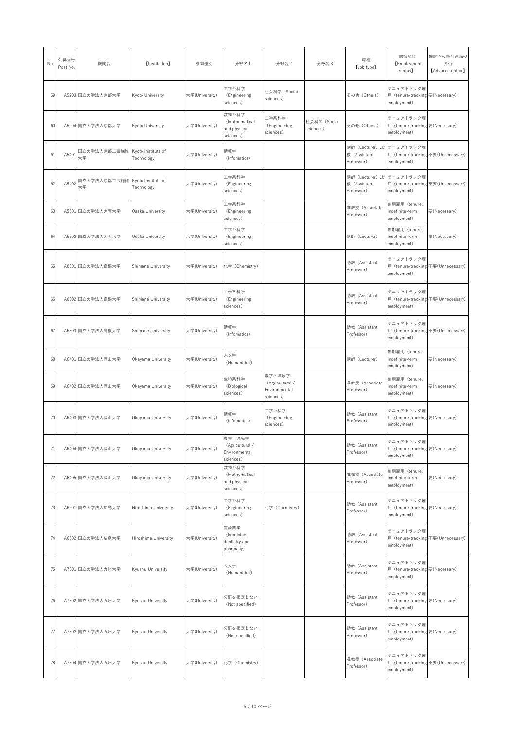| No | 公募番号 Post No. | 機関名 | 【Institution】 | 機関種別 | 分野名1 | 分野名2 | 分野名3 | 職種 【Job type】 | 勤務形態 【Employment status】 | 機関への事前連絡の要否 【Advance notice】 |
|---|---|---|---|---|---|---|---|---|---|---|
| 59 | A5203 | 国立大学法人京都大学 | Kyoto University | 大学(University) | 工学系科学 (Engineering sciences) | 社会科学 (Social sciences) | | その他 (Others) | テニュアトラック雇用 (tenure-tracking employment) | 要(Necessary) |
| 60 | A5204 | 国立大学法人京都大学 | Kyoto University | 大学(University) | 数物系科学 (Mathematical and physical sciences) | 工学系科学 (Engineering sciences) | 社会科学 (Social sciences) | その他 (Others) | テニュアトラック雇用 (tenure-tracking employment) | 要(Necessary) |
| 61 | A5401 | 国立大学法人京都工芸繊維大学 | Kyoto Institute of Technology | 大学(University) | 情報学 (Infomatics) | | | 講師 (Lecturer) ,助教 (Assistant Professor) | テニュアトラック雇用 (tenure-tracking employment) | 不要(Unnecessary) |
| 62 | A5402 | 国立大学法人京都工芸繊維大学 | Kyoto Institute of Technology | 大学(University) | 工学系科学 (Engineering sciences) | | | 講師 (Lecturer) ,助教 (Assistant Professor) | テニュアトラック雇用 (tenure-tracking employment) | 不要(Unnecessary) |
| 63 | A5501 | 国立大学法人大阪大学 | Osaka University | 大学(University) | 工学系科学 (Engineering sciences) | | | 准教授 (Associate Professor) | 無期雇用 (tenure, indefinite-term employment) | 要(Necessary) |
| 64 | A5502 | 国立大学法人大阪大学 | Osaka University | 大学(University) | 工学系科学 (Engineering sciences) | | | 講師 (Lecturer) | 無期雇用 (tenure, indefinite-term employment) | 要(Necessary) |
| 65 | A6301 | 国立大学法人島根大学 | Shimane University | 大学(University) | 化学 (Chemistry) | | | 助教 (Assistant Professor) | テニュアトラック雇用 (tenure-tracking employment) | 不要(Unnecessary) |
| 66 | A6302 | 国立大学法人島根大学 | Shimane University | 大学(University) | 工学系科学 (Engineering sciences) | | | 助教 (Assistant Professor) | テニュアトラック雇用 (tenure-tracking employment) | 不要(Unnecessary) |
| 67 | A6303 | 国立大学法人島根大学 | Shimane University | 大学(University) | 情報学 (Infomatics) | | | 助教 (Assistant Professor) | テニュアトラック雇用 (tenure-tracking employment) | 不要(Unnecessary) |
| 68 | A6401 | 国立大学法人岡山大学 | Okayama University | 大学(University) | 人文学 (Humanities) | | | 講師 (Lecturer) | 無期雇用 (tenure, indefinite-term employment) | 要(Necessary) |
| 69 | A6402 | 国立大学法人岡山大学 | Okayama University | 大学(University) | 生物系科学 (Biological sciences) | 農学・環境学 (Agricultural / Environmental sciences) | | 准教授 (Associate Professor) | 無期雇用 (tenure, indefinite-term employment) | 要(Necessary) |
| 70 | A6403 | 国立大学法人岡山大学 | Okayama University | 大学(University) | 情報学 (Infomatics) | 工学系科学 (Engineering sciences) | | 助教 (Assistant Professor) | テニュアトラック雇用 (tenure-tracking employment) | 要(Necessary) |
| 71 | A6404 | 国立大学法人岡山大学 | Okayama University | 大学(University) | 農学・環境学 (Agricultural / Environmental sciences) | | | 助教 (Assistant Professor) | テニュアトラック雇用 (tenure-tracking employment) | 要(Necessary) |
| 72 | A6405 | 国立大学法人岡山大学 | Okayama University | 大学(University) | 数物系科学 (Mathematical and physical sciences) | | | 准教授 (Associate Professor) | 無期雇用 (tenure, indefinite-term employment) | 要(Necessary) |
| 73 | A6501 | 国立大学法人広島大学 | Hiroshima University | 大学(University) | 工学系科学 (Engineering sciences) | 化学 (Chemistry) | | 助教 (Assistant Professor) | テニュアトラック雇用 (tenure-tracking employment) | 要(Necessary) |
| 74 | A6502 | 国立大学法人広島大学 | Hiroshima University | 大学(University) | 医歯薬学 (Medicine dentistry and pharmacy) | | | 助教 (Assistant Professor) | テニュアトラック雇用 (tenure-tracking employment) | 不要(Unnecessary) |
| 75 | A7301 | 国立大学法人九州大学 | Kyushu University | 大学(University) | 人文学 (Humanities) | | | 助教 (Assistant Professor) | テニュアトラック雇用 (tenure-tracking employment) | 要(Necessary) |
| 76 | A7302 | 国立大学法人九州大学 | Kyushu University | 大学(University) | 分野を指定しない (Not specified) | | | 助教 (Assistant Professor) | テニュアトラック雇用 (tenure-tracking employment) | 要(Necessary) |
| 77 | A7303 | 国立大学法人九州大学 | Kyushu University | 大学(University) | 分野を指定しない (Not specified) | | | 助教 (Assistant Professor) | テニュアトラック雇用 (tenure-tracking employment) | 要(Necessary) |
| 78 | A7304 | 国立大学法人九州大学 | Kyushu University | 大学(University) | 化学 (Chemistry) | | | 准教授 (Associate Professor) | テニュアトラック雇用 (tenure-tracking employment) | 不要(Unnecessary) |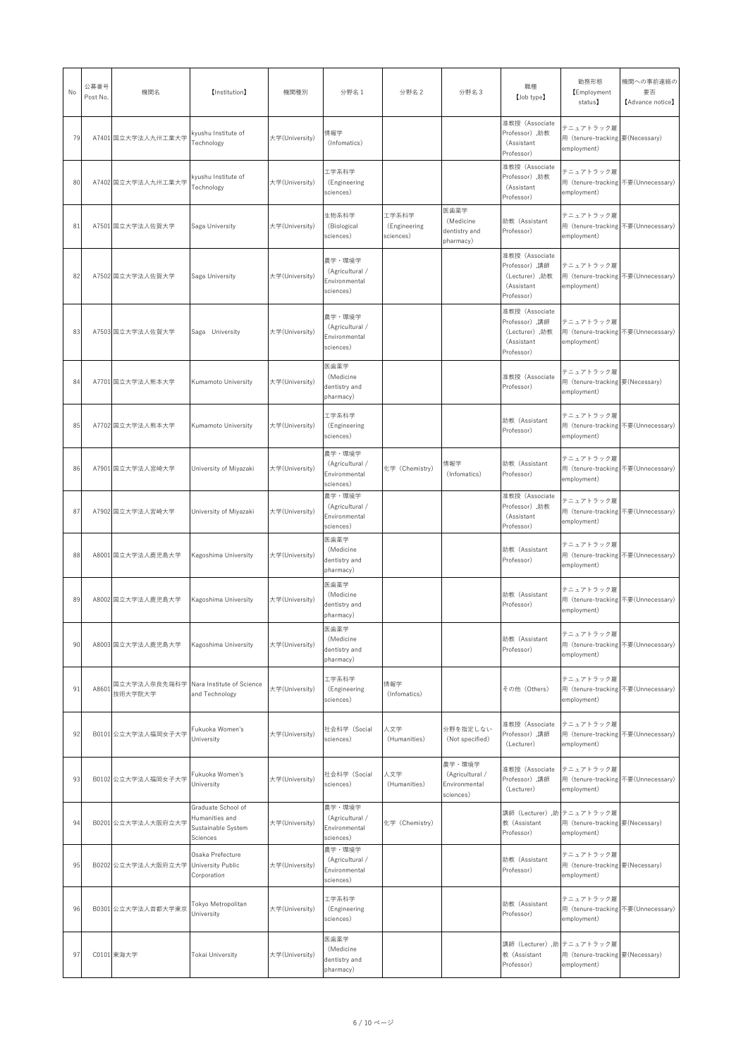| No | 公募番号 Post No. | 機関名 | 【Institution】 | 機関種別 | 分野名1 | 分野名2 | 分野名3 | 職種 【Job type】 | 勤務形態 【Employment status】 | 機関への事前連絡の要否 【Advance notice】 |
|---|---|---|---|---|---|---|---|---|---|---|
| 79 | A7401 | 国立大学法人九州工業大学 | kyushu Institute of Technology | 大学(University) | 情報学 (Infomatics) | | | 准教授（Associate Professor）,助教（Assistant Professor） | テニュアトラック雇用（tenure-tracking employment） | 要(Necessary) |
| 80 | A7402 | 国立大学法人九州工業大学 | kyushu Institute of Technology | 大学(University) | 工学系科学 (Engineering sciences) | | | 准教授（Associate Professor）,助教（Assistant Professor） | テニュアトラック雇用（tenure-tracking employment） | 不要(Unnecessary) |
| 81 | A7501 | 国立大学法人佐賀大学 | Saga University | 大学(University) | 生物系科学 (Biological sciences) | 工学系科学 (Engineering sciences) | 医歯薬学 (Medicine dentistry and pharmacy) | 助教（Assistant Professor） | テニュアトラック雇用（tenure-tracking employment） | 不要(Unnecessary) |
| 82 | A7502 | 国立大学法人佐賀大学 | Saga University | 大学(University) | 農学・環境学 (Agricultural / Environmental sciences) | | | 准教授（Associate Professor）,講師（Lecturer）,助教（Assistant Professor） | テニュアトラック雇用（tenure-tracking employment） | 不要(Unnecessary) |
| 83 | A7503 | 国立大学法人佐賀大学 | Saga　University | 大学(University) | 農学・環境学 (Agricultural / Environmental sciences) | | | 准教授（Associate Professor）,講師（Lecturer）,助教（Assistant Professor） | テニュアトラック雇用（tenure-tracking employment） | 不要(Unnecessary) |
| 84 | A7701 | 国立大学法人熊本大学 | Kumamoto University | 大学(University) | 医歯薬学 (Medicine dentistry and pharmacy) | | | 准教授（Associate Professor） | テニュアトラック雇用（tenure-tracking employment） | 要(Necessary) |
| 85 | A7702 | 国立大学法人熊本大学 | Kumamoto University | 大学(University) | 工学系科学 (Engineering sciences) | | | 助教（Assistant Professor） | テニュアトラック雇用（tenure-tracking employment） | 不要(Unnecessary) |
| 86 | A7901 | 国立大学法人宮崎大学 | University of Miyazaki | 大学(University) | 農学・環境学 (Agricultural / Environmental sciences) | 化学（Chemistry） | 情報学 (Infomatics) | 助教（Assistant Professor） | テニュアトラック雇用（tenure-tracking employment） | 不要(Unnecessary) |
| 87 | A7902 | 国立大学法人宮崎大学 | University of Miyazaki | 大学(University) | 農学・環境学 (Agricultural / Environmental sciences) | | | 准教授（Associate Professor）,助教（Assistant Professor） | テニュアトラック雇用（tenure-tracking employment） | 不要(Unnecessary) |
| 88 | A8001 | 国立大学法人鹿児島大学 | Kagoshima University | 大学(University) | 医歯薬学 (Medicine dentistry and pharmacy) | | | 助教（Assistant Professor） | テニュアトラック雇用（tenure-tracking employment） | 不要(Unnecessary) |
| 89 | A8002 | 国立大学法人鹿児島大学 | Kagoshima University | 大学(University) | 医歯薬学 (Medicine dentistry and pharmacy) | | | 助教（Assistant Professor） | テニュアトラック雇用（tenure-tracking employment） | 不要(Unnecessary) |
| 90 | A8003 | 国立大学法人鹿児島大学 | Kagoshima University | 大学(University) | 医歯薬学 (Medicine dentistry and pharmacy) | | | 助教（Assistant Professor） | テニュアトラック雇用（tenure-tracking employment） | 不要(Unnecessary) |
| 91 | A8601 | 国立大学法人奈良先端科学技術大学院大学 | Nara Institute of Science and Technology | 大学(University) | 工学系科学 (Engineering sciences) | 情報学 (Infomatics) | | その他（Others） | テニュアトラック雇用（tenure-tracking employment） | 不要(Unnecessary) |
| 92 | B0101 | 公立大学法人福岡女子大学 | Fukuoka Women's University | 大学(University) | 社会科学（Social sciences） | 人文学 (Humanities) | 分野を指定しない (Not specified) | 准教授（Associate Professor）,講師（Lecturer） | テニュアトラック雇用（tenure-tracking employment） | 不要(Unnecessary) |
| 93 | B0102 | 公立大学法人福岡女子大学 | Fukuoka Women's University | 大学(University) | 社会科学（Social sciences） | 人文学 (Humanities) | 農学・環境学 (Agricultural / Environmental sciences) | 准教授（Associate Professor）,講師（Lecturer） | テニュアトラック雇用（tenure-tracking employment） | 不要(Unnecessary) |
| 94 | B0201 | 公立大学法人大阪府立大学 | Graduate School of Humanities and Sustainable System Sciences | 大学(University) | 農学・環境学 (Agricultural / Environmental sciences) | 化学（Chemistry） | | 講師（Lecturer）,助教（Assistant Professor） | テニュアトラック雇用（tenure-tracking employment） | 要(Necessary) |
| 95 | B0202 | 公立大学法人大阪府立大学 | Osaka Prefecture University Public Corporation | 大学(University) | 農学・環境学 (Agricultural / Environmental sciences) | | | 助教（Assistant Professor） | テニュアトラック雇用（tenure-tracking employment） | 要(Necessary) |
| 96 | B0301 | 公立大学法人首都大学東京 | Tokyo Metropolitan University | 大学(University) | 工学系科学 (Engineering sciences) | | | 助教（Assistant Professor） | テニュアトラック雇用（tenure-tracking employment） | 不要(Unnecessary) |
| 97 | C0101 | 東海大学 | Tokai University | 大学(University) | 医歯薬学 (Medicine dentistry and pharmacy) | | | 講師（Lecturer）,助教（Assistant Professor） | テニュアトラック雇用（tenure-tracking employment） | 要(Necessary) |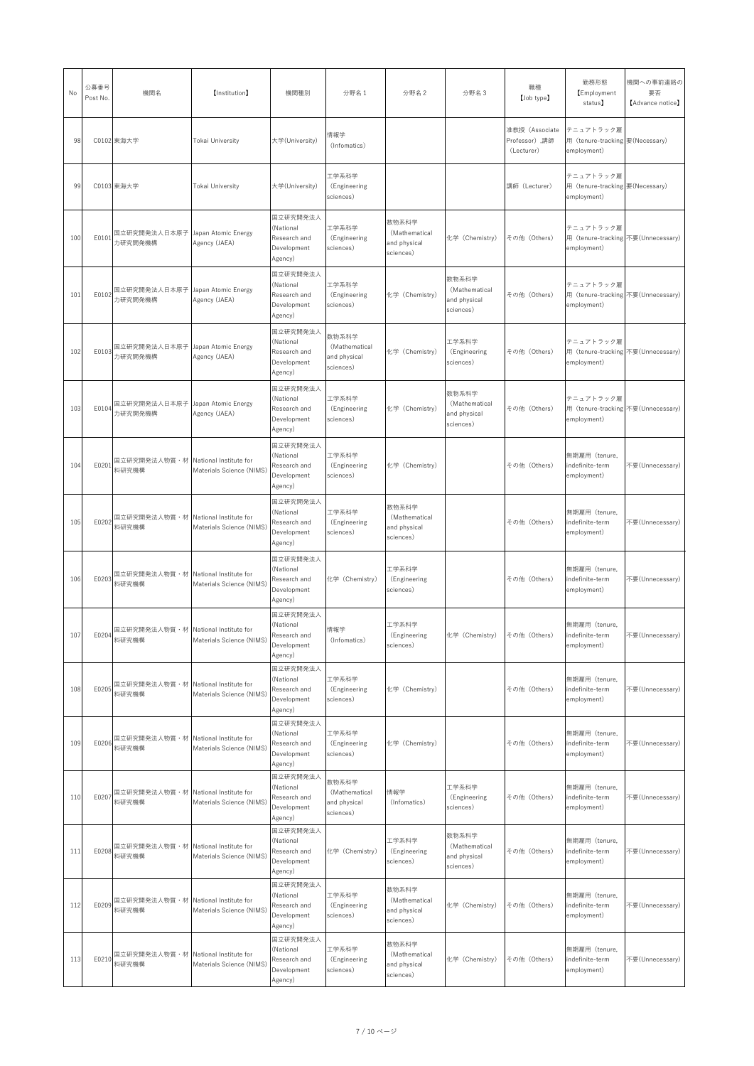| No | 公募番号 Post No. | 機関名 | 【Institution】 | 機関種別 | 分野名1 | 分野名2 | 分野名3 | 職種 【Job type】 | 勤務形態 【Employment status】 | 機関への事前連絡の要否 【Advance notice】 |
|---|---|---|---|---|---|---|---|---|---|---|
| 98 | C0102 | 東海大学 | Tokai University | 大学(University) | 情報学 (Infomatics) | | | 准教授（Associate Professor）,講師（Lecturer） | テニュアトラック雇用（tenure-tracking employment） | 要(Necessary) |
| 99 | C0103 | 東海大学 | Tokai University | 大学(University) | 工学系科学 (Engineering sciences) | | | 講師（Lecturer） | テニュアトラック雇用（tenure-tracking employment） | 要(Necessary) |
| 100 | E0101 | 国立研究開発法人日本原子力研究開発機構 | Japan Atomic Energy Agency (JAEA) | 国立研究開発法人 (National Research and Development Agency) | 工学系科学 (Engineering sciences) | 数物系科学 (Mathematical and physical sciences) | 化学（Chemistry） | その他（Others） | テニュアトラック雇用（tenure-tracking employment） | 不要(Unnecessary) |
| 101 | E0102 | 国立研究開発法人日本原子力研究開発機構 | Japan Atomic Energy Agency (JAEA) | 国立研究開発法人 (National Research and Development Agency) | 工学系科学 (Engineering sciences) | 化学（Chemistry） | 数物系科学 (Mathematical and physical sciences) | その他（Others） | テニュアトラック雇用（tenure-tracking employment） | 不要(Unnecessary) |
| 102 | E0103 | 国立研究開発法人日本原子力研究開発機構 | Japan Atomic Energy Agency (JAEA) | 国立研究開発法人 (National Research and Development Agency) | 数物系科学 (Mathematical and physical sciences) | 化学（Chemistry） | 工学系科学 (Engineering sciences) | その他（Others） | テニュアトラック雇用（tenure-tracking employment） | 不要(Unnecessary) |
| 103 | E0104 | 国立研究開発法人日本原子力研究開発機構 | Japan Atomic Energy Agency (JAEA) | 国立研究開発法人 (National Research and Development Agency) | 工学系科学 (Engineering sciences) | 化学（Chemistry） | 数物系科学 (Mathematical and physical sciences) | その他（Others） | テニュアトラック雇用（tenure-tracking employment） | 不要(Unnecessary) |
| 104 | E0201 | 国立研究開発法人物質・材料研究機構 | National Institute for Materials Science (NIMS) | 国立研究開発法人 (National Research and Development Agency) | 工学系科学 (Engineering sciences) | 化学（Chemistry） | | その他（Others） | 無期雇用（tenure, indefinite-term employment） | 不要(Unnecessary) |
| 105 | E0202 | 国立研究開発法人物質・材料研究機構 | National Institute for Materials Science (NIMS) | 国立研究開発法人 (National Research and Development Agency) | 工学系科学 (Engineering sciences) | 数物系科学 (Mathematical and physical sciences) | | その他（Others） | 無期雇用（tenure, indefinite-term employment） | 不要(Unnecessary) |
| 106 | E0203 | 国立研究開発法人物質・材料研究機構 | National Institute for Materials Science (NIMS) | 国立研究開発法人 (National Research and Development Agency) | 化学（Chemistry） | 工学系科学 (Engineering sciences) | | その他（Others） | 無期雇用（tenure, indefinite-term employment） | 不要(Unnecessary) |
| 107 | E0204 | 国立研究開発法人物質・材料研究機構 | National Institute for Materials Science (NIMS) | 国立研究開発法人 (National Research and Development Agency) | 情報学 (Infomatics) | 工学系科学 (Engineering sciences) | 化学（Chemistry） | その他（Others） | 無期雇用（tenure, indefinite-term employment） | 不要(Unnecessary) |
| 108 | E0205 | 国立研究開発法人物質・材料研究機構 | National Institute for Materials Science (NIMS) | 国立研究開発法人 (National Research and Development Agency) | 工学系科学 (Engineering sciences) | 化学（Chemistry） | | その他（Others） | 無期雇用（tenure, indefinite-term employment） | 不要(Unnecessary) |
| 109 | E0206 | 国立研究開発法人物質・材料研究機構 | National Institute for Materials Science (NIMS) | 国立研究開発法人 (National Research and Development Agency) | 工学系科学 (Engineering sciences) | 化学（Chemistry） | | その他（Others） | 無期雇用（tenure, indefinite-term employment） | 不要(Unnecessary) |
| 110 | E0207 | 国立研究開発法人物質・材料研究機構 | National Institute for Materials Science (NIMS) | 国立研究開発法人 (National Research and Development Agency) | 数物系科学 (Mathematical and physical sciences) | 情報学 (Infomatics) | 工学系科学 (Engineering sciences) | その他（Others） | 無期雇用（tenure, indefinite-term employment） | 不要(Unnecessary) |
| 111 | E0208 | 国立研究開発法人物質・材料研究機構 | National Institute for Materials Science (NIMS) | 国立研究開発法人 (National Research and Development Agency) | 化学（Chemistry） | 工学系科学 (Engineering sciences) | 数物系科学 (Mathematical and physical sciences) | その他（Others） | 無期雇用（tenure, indefinite-term employment） | 不要(Unnecessary) |
| 112 | E0209 | 国立研究開発法人物質・材料研究機構 | National Institute for Materials Science (NIMS) | 国立研究開発法人 (National Research and Development Agency) | 工学系科学 (Engineering sciences) | 数物系科学 (Mathematical and physical sciences) | 化学（Chemistry） | その他（Others） | 無期雇用（tenure, indefinite-term employment） | 不要(Unnecessary) |
| 113 | E0210 | 国立研究開発法人物質・材料研究機構 | National Institute for Materials Science (NIMS) | 国立研究開発法人 (National Research and Development Agency) | 工学系科学 (Engineering sciences) | 数物系科学 (Mathematical and physical sciences) | 化学（Chemistry） | その他（Others） | 無期雇用（tenure, indefinite-term employment） | 不要(Unnecessary) |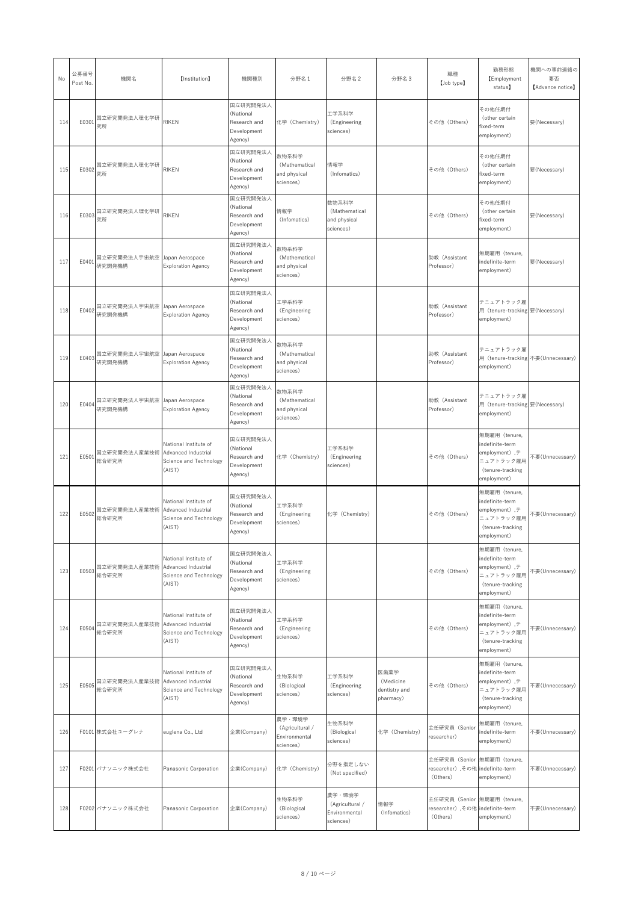| No | 公募番号 Post No. | 機関名 | 【Institution】 | 機関種別 | 分野名1 | 分野名2 | 分野名3 | 職種 【Job type】 | 勤務形態 【Employment status】 | 機関への事前連絡の要否 【Advance notice】 |
|---|---|---|---|---|---|---|---|---|---|---|
| 114 | E0301 | 国立研究開発法人理化学研究所 | RIKEN | 国立研究開発法人 (National Research and Development Agency) | 化学（Chemistry） | 工学系科学 (Engineering sciences) | | その他（Others） | その他任期付 (other certain fixed-term employment) | 要(Necessary) |
| 115 | E0302 | 国立研究開発法人理化学研究所 | RIKEN | 国立研究開発法人 (National Research and Development Agency) | 数物系科学 (Mathematical and physical sciences) | 情報学 (Infomatics) | | その他（Others） | その他任期付 (other certain fixed-term employment) | 要(Necessary) |
| 116 | E0303 | 国立研究開発法人理化学研究所 | RIKEN | 国立研究開発法人 (National Research and Development Agency) | 情報学 (Infomatics) | 数物系科学 (Mathematical and physical sciences) | | その他（Others） | その他任期付 (other certain fixed-term employment) | 要(Necessary) |
| 117 | E0401 | 国立研究開発法人宇宙航空研究開発機構 | Japan Aerospace Exploration Agency | 国立研究開発法人 (National Research and Development Agency) | 数物系科学 (Mathematical and physical sciences) | | | 助教（Assistant Professor） | 無期雇用（tenure, indefinite-term employment） | 要(Necessary) |
| 118 | E0402 | 国立研究開発法人宇宙航空研究開発機構 | Japan Aerospace Exploration Agency | 国立研究開発法人 (National Research and Development Agency) | 工学系科学 (Engineering sciences) | | | 助教（Assistant Professor） | テニュアトラック雇用（tenure-tracking employment） | 要(Necessary) |
| 119 | E0403 | 国立研究開発法人宇宙航空研究開発機構 | Japan Aerospace Exploration Agency | 国立研究開発法人 (National Research and Development Agency) | 数物系科学 (Mathematical and physical sciences) | | | 助教（Assistant Professor） | テニュアトラック雇用（tenure-tracking employment） | 不要(Unnecessary) |
| 120 | E0404 | 国立研究開発法人宇宙航空研究開発機構 | Japan Aerospace Exploration Agency | 国立研究開発法人 (National Research and Development Agency) | 数物系科学 (Mathematical and physical sciences) | | | 助教（Assistant Professor） | テニュアトラック雇用（tenure-tracking employment） | 要(Necessary) |
| 121 | E0501 | 国立研究開発法人産業技術総合研究所 | National Institute of Advanced Industrial Science and Technology (AIST) | 国立研究開発法人 (National Research and Development Agency) | 化学（Chemistry） | 工学系科学 (Engineering sciences) | | その他（Others） | 無期雇用（tenure, indefinite-term employment）,テニュアトラック雇用（tenure-tracking employment） | 不要(Unnecessary) |
| 122 | E0502 | 国立研究開発法人産業技術総合研究所 | National Institute of Advanced Industrial Science and Technology (AIST) | 国立研究開発法人 (National Research and Development Agency) | 工学系科学 (Engineering sciences) | 化学（Chemistry） | | その他（Others） | 無期雇用（tenure, indefinite-term employment）,テニュアトラック雇用（tenure-tracking employment） | 不要(Unnecessary) |
| 123 | E0503 | 国立研究開発法人産業技術総合研究所 | National Institute of Advanced Industrial Science and Technology (AIST) | 国立研究開発法人 (National Research and Development Agency) | 工学系科学 (Engineering sciences) | | | その他（Others） | 無期雇用（tenure, indefinite-term employment）,テニュアトラック雇用（tenure-tracking employment） | 不要(Unnecessary) |
| 124 | E0504 | 国立研究開発法人産業技術総合研究所 | National Institute of Advanced Industrial Science and Technology (AIST) | 国立研究開発法人 (National Research and Development Agency) | 工学系科学 (Engineering sciences) | | | その他（Others） | 無期雇用（tenure, indefinite-term employment）,テニュアトラック雇用（tenure-tracking employment） | 不要(Unnecessary) |
| 125 | E0505 | 国立研究開発法人産業技術総合研究所 | National Institute of Advanced Industrial Science and Technology (AIST) | 国立研究開発法人 (National Research and Development Agency) | 生物系科学 (Biological sciences) | 工学系科学 (Engineering sciences) | 医歯薬学 (Medicine dentistry and pharmacy) | その他（Others） | 無期雇用（tenure, indefinite-term employment）,テニュアトラック雇用（tenure-tracking employment） | 不要(Unnecessary) |
| 126 | F0101 | 株式会社ユーグレナ | euglena Co., Ltd | 企業(Company) | 農学・環境学 (Agricultural / Environmental sciences) | 生物系科学 (Biological sciences) | 化学（Chemistry） | 主任研究員（Senior researcher） | 無期雇用（tenure, indefinite-term employment） | 不要(Unnecessary) |
| 127 | F0201 | パナソニック株式会社 | Panasonic Corporation | 企業(Company) | 化学（Chemistry） | 分野を指定しない (Not specified) | | 主任研究員（Senior researcher）,その他（Others） | 無期雇用（tenure, indefinite-term employment） | 不要(Unnecessary) |
| 128 | F0202 | パナソニック株式会社 | Panasonic Corporation | 企業(Company) | 生物系科学 (Biological sciences) | 農学・環境学 (Agricultural / Environmental sciences) | 情報学 (Infomatics) | 主任研究員（Senior researcher）,その他（Others） | 無期雇用（tenure, indefinite-term employment） | 不要(Unnecessary) |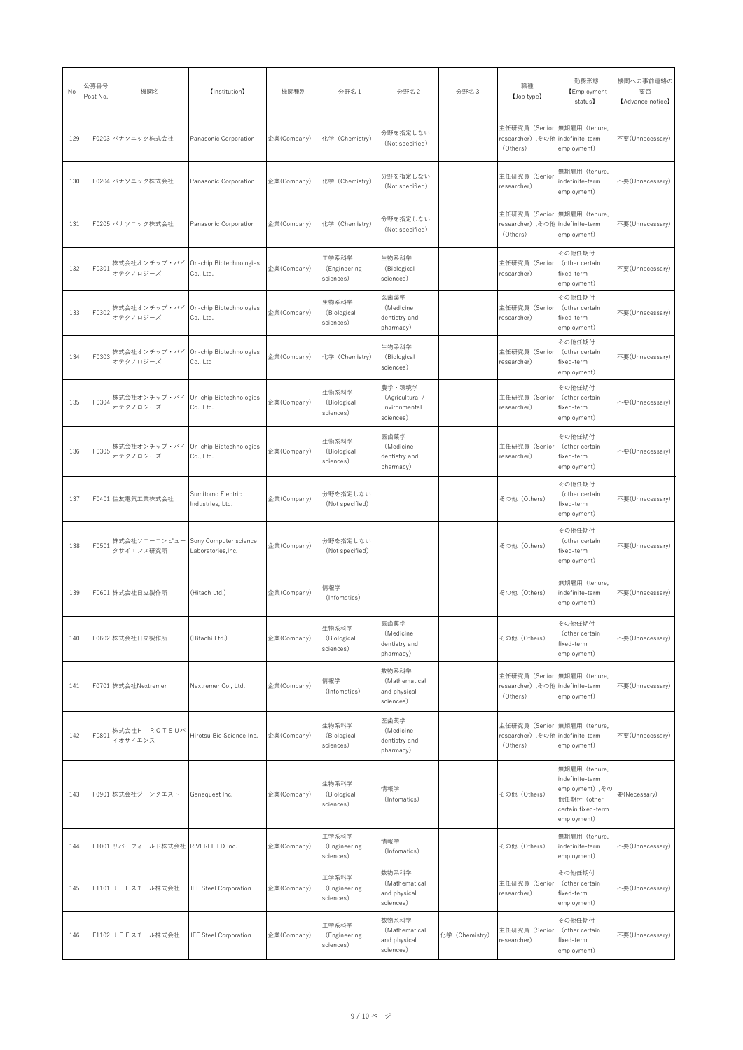| No | 公募番号 Post No. | 機関名 | 【Institution】 | 機関種別 | 分野名1 | 分野名2 | 分野名3 | 職種 【Job type】 | 勤務形態 【Employment status】 | 機関への事前連絡の要否 【Advance notice】 |
|---|---|---|---|---|---|---|---|---|---|---|
| 129 | F0203 | パナソニック株式会社 | Panasonic Corporation | 企業(Company) | 化学（Chemistry） | 分野を指定しない（Not specified） | | 主任研究員（Senior researcher）,その他（Others） | 無期雇用（tenure, indefinite-term employment） | 不要(Unnecessary) |
| 130 | F0204 | パナソニック株式会社 | Panasonic Corporation | 企業(Company) | 化学（Chemistry） | 分野を指定しない（Not specified） | | 主任研究員（Senior researcher） | 無期雇用（tenure, indefinite-term employment） | 不要(Unnecessary) |
| 131 | F0205 | パナソニック株式会社 | Panasonic Corporation | 企業(Company) | 化学（Chemistry） | 分野を指定しない（Not specified） | | 主任研究員（Senior researcher）,その他（Others） | 無期雇用（tenure, indefinite-term employment） | 不要(Unnecessary) |
| 132 | F0301 | 株式会社オンチップ・バイオテクノロジーズ | On-chip Biotechnologies Co., Ltd. | 企業(Company) | 工学系科学（Engineering sciences） | 生物系科学（Biological sciences） | | 主任研究員（Senior researcher） | その他任期付（other certain fixed-term employment） | 不要(Unnecessary) |
| 133 | F0302 | 株式会社オンチップ・バイオテクノロジーズ | On-chip Biotechnologies Co., Ltd. | 企業(Company) | 生物系科学（Biological sciences） | 医歯薬学（Medicine dentistry and pharmacy） | | 主任研究員（Senior researcher） | その他任期付（other certain fixed-term employment） | 不要(Unnecessary) |
| 134 | F0303 | 株式会社オンチップ・バイオテクノロジーズ | On-chip Biotechnologies Co., Ltd | 企業(Company) | 化学（Chemistry） | 生物系科学（Biological sciences） | | 主任研究員（Senior researcher） | その他任期付（other certain fixed-term employment） | 不要(Unnecessary) |
| 135 | F0304 | 株式会社オンチップ・バイオテクノロジーズ | On-chip Biotechnologies Co., Ltd. | 企業(Company) | 生物系科学（Biological sciences） | 農学・環境学（Agricultural / Environmental sciences） | | 主任研究員（Senior researcher） | その他任期付（other certain fixed-term employment） | 不要(Unnecessary) |
| 136 | F0305 | 株式会社オンチップ・バイオテクノロジーズ | On-chip Biotechnologies Co., Ltd. | 企業(Company) | 生物系科学（Biological sciences） | 医歯薬学（Medicine dentistry and pharmacy） | | 主任研究員（Senior researcher） | その他任期付（other certain fixed-term employment） | 不要(Unnecessary) |
| 137 | F0401 | 住友電気工業株式会社 | Sumitomo Electric Industries, Ltd. | 企業(Company) | 分野を指定しない（Not specified） | | | その他（Others） | その他任期付（other certain fixed-term employment） | 不要(Unnecessary) |
| 138 | F0501 | 株式会社ソニーコンピュータサイエンス研究所 | Sony Computer science Laboratories,Inc. | 企業(Company) | 分野を指定しない（Not specified） | | | その他（Others） | その他任期付（other certain fixed-term employment） | 不要(Unnecessary) |
| 139 | F0601 | 株式会社日立製作所 | (Hitach Ltd.) | 企業(Company) | 情報学（Infomatics） | | | その他（Others） | 無期雇用（tenure, indefinite-term employment） | 不要(Unnecessary) |
| 140 | F0602 | 株式会社日立製作所 | (Hitachi Ltd.) | 企業(Company) | 生物系科学（Biological sciences） | 医歯薬学（Medicine dentistry and pharmacy） | | その他（Others） | その他任期付（other certain fixed-term employment） | 不要(Unnecessary) |
| 141 | F0701 | 株式会社Nextremer | Nextremer Co., Ltd. | 企業(Company) | 情報学（Infomatics） | 数物系科学（Mathematical and physical sciences） | | 主任研究員（Senior researcher）,その他（Others） | 無期雇用（tenure, indefinite-term employment） | 不要(Unnecessary) |
| 142 | F0801 | 株式会社ＨＩＲＯＴＳＵバイオサイエンス | Hirotsu Bio Science Inc. | 企業(Company) | 生物系科学（Biological sciences） | 医歯薬学（Medicine dentistry and pharmacy） | | 主任研究員（Senior researcher）,その他（Others） | 無期雇用（tenure, indefinite-term employment） | 不要(Unnecessary) |
| 143 | F0901 | 株式会社ジーンクエスト | Genequest Inc. | 企業(Company) | 生物系科学（Biological sciences） | 情報学（Infomatics） | | その他（Others） | 無期雇用（tenure, indefinite-term employment）,その他任期付（other certain fixed-term employment） | 要(Necessary) |
| 144 | F1001 | リバーフィールド株式会社 | RIVERFIELD Inc. | 企業(Company) | 工学系科学（Engineering sciences） | 情報学（Infomatics） | | その他（Others） | 無期雇用（tenure, indefinite-term employment） | 不要(Unnecessary) |
| 145 | F1101 | ＪＦＥスチール株式会社 | JFE Steel Corporation | 企業(Company) | 工学系科学（Engineering sciences） | 数物系科学（Mathematical and physical sciences） | | 主任研究員（Senior researcher） | その他任期付（other certain fixed-term employment） | 不要(Unnecessary) |
| 146 | F1102 | ＪＦＥスチール株式会社 | JFE Steel Corporation | 企業(Company) | 工学系科学（Engineering sciences） | 数物系科学（Mathematical and physical sciences） | 化学（Chemistry） | 主任研究員（Senior researcher） | その他任期付（other certain fixed-term employment） | 不要(Unnecessary) |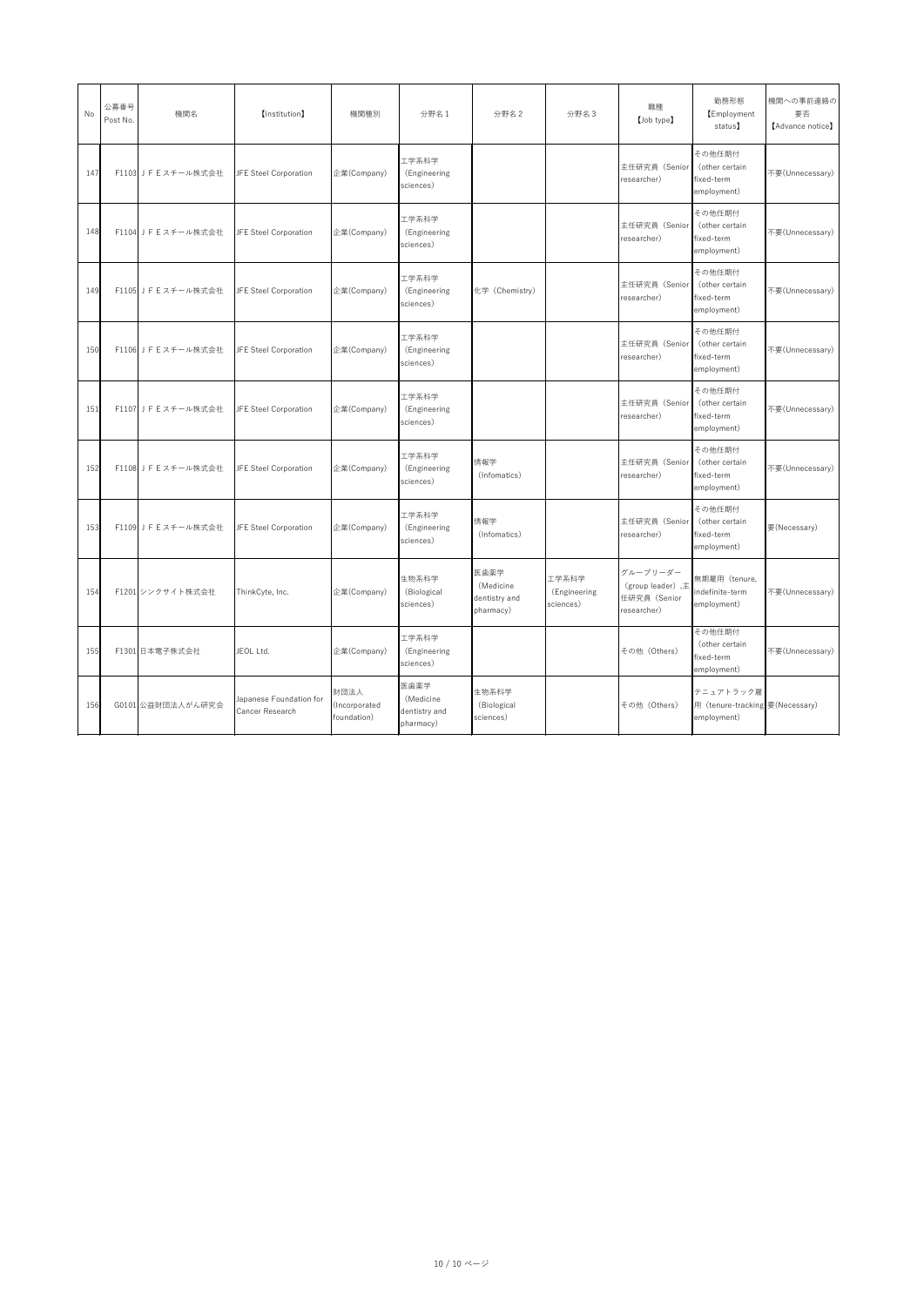| No | 公募番号 Post No. | 機関名 | 【Institution】 | 機関種別 | 分野名1 | 分野名2 | 分野名3 | 職種 【Job type】 | 勤務形態 【Employment status】 | 機関への事前連絡の要否 【Advance notice】 |
|---|---|---|---|---|---|---|---|---|---|---|
| 147 | F1103 | ＪＦＥスチール株式会社 | JFE Steel Corporation | 企業(Company) | 工学系科学 (Engineering sciences) | | | 主任研究員（Senior researcher） | その他任期付 (other certain fixed-term employment) | 不要(Unnecessary) |
| 148 | F1104 | ＪＦＥスチール株式会社 | JFE Steel Corporation | 企業(Company) | 工学系科学 (Engineering sciences) | | | 主任研究員（Senior researcher） | その他任期付 (other certain fixed-term employment) | 不要(Unnecessary) |
| 149 | F1105 | ＪＦＥスチール株式会社 | JFE Steel Corporation | 企業(Company) | 工学系科学 (Engineering sciences) | 化学（Chemistry） | | 主任研究員（Senior researcher） | その他任期付 (other certain fixed-term employment) | 不要(Unnecessary) |
| 150 | F1106 | ＪＦＥスチール株式会社 | JFE Steel Corporation | 企業(Company) | 工学系科学 (Engineering sciences) | | | 主任研究員（Senior researcher） | その他任期付 (other certain fixed-term employment) | 不要(Unnecessary) |
| 151 | F1107 | ＪＦＥスチール株式会社 | JFE Steel Corporation | 企業(Company) | 工学系科学 (Engineering sciences) | | | 主任研究員（Senior researcher） | その他任期付 (other certain fixed-term employment) | 不要(Unnecessary) |
| 152 | F1108 | ＪＦＥスチール株式会社 | JFE Steel Corporation | 企業(Company) | 工学系科学 (Engineering sciences) | 情報学 (Infomatics) | | 主任研究員（Senior researcher） | その他任期付 (other certain fixed-term employment) | 不要(Unnecessary) |
| 153 | F1109 | ＪＦＥスチール株式会社 | JFE Steel Corporation | 企業(Company) | 工学系科学 (Engineering sciences) | 情報学 (Infomatics) | | 主任研究員（Senior researcher） | その他任期付 (other certain fixed-term employment) | 要(Necessary) |
| 154 | F1201 | シンクサイト株式会社 | ThinkCyte, Inc. | 企業(Company) | 生物系科学 (Biological sciences) | 医歯薬学 (Medicine dentistry and pharmacy) | 工学系科学 (Engineering sciences) | グループリーダー (group leader) ,主任研究員（Senior researcher） | 無期雇用（tenure, indefinite-term employment） | 不要(Unnecessary) |
| 155 | F1301 | 日本電子株式会社 | JEOL Ltd. | 企業(Company) | 工学系科学 (Engineering sciences) | | | その他（Others） | その他任期付 (other certain fixed-term employment) | 不要(Unnecessary) |
| 156 | G0101 | 公益財団法人がん研究会 | Japanese Foundation for Cancer Research | 財団法人 (Incorporated foundation) | 医歯薬学 (Medicine dentistry and pharmacy) | 生物系科学 (Biological sciences) | | その他（Others） | テニュアトラック雇用（tenure-tracking employment） | 要(Necessary) |